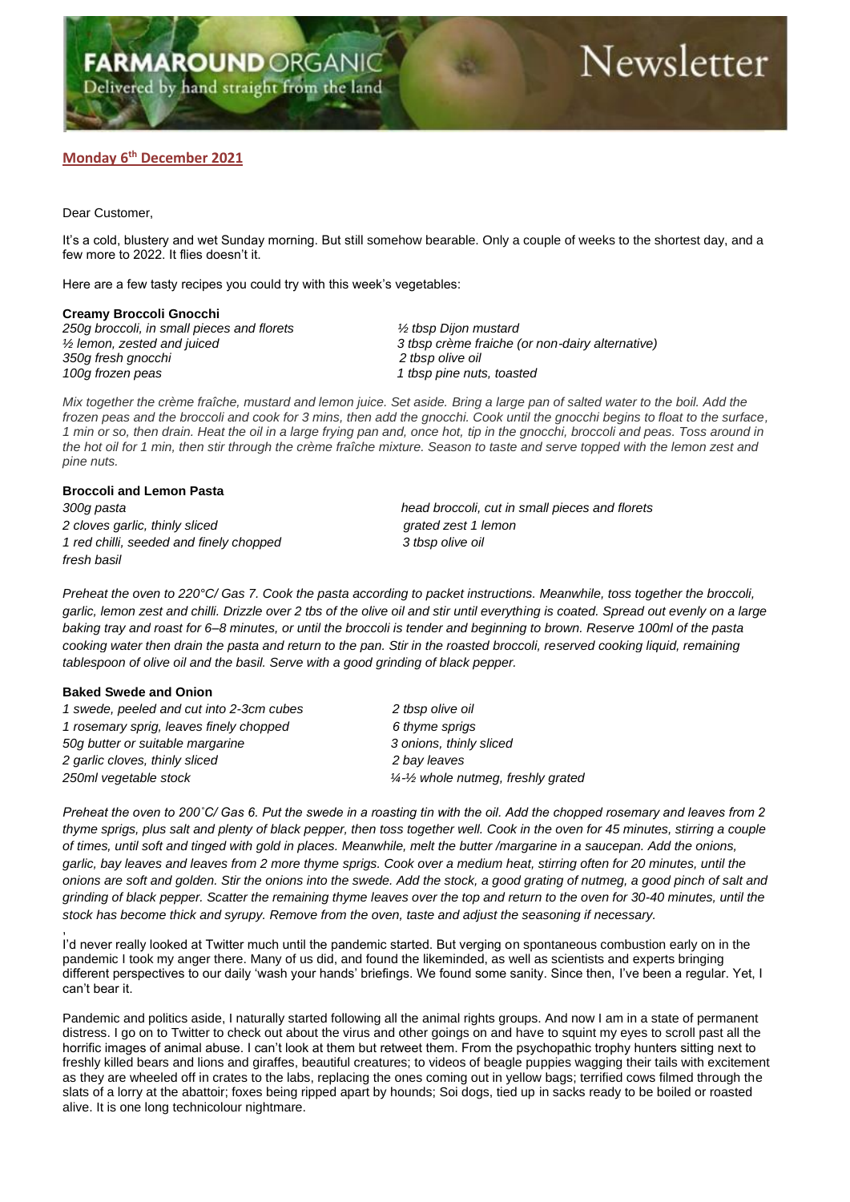# FARMAROUND ORGANIC Newsletter

Delivered by hand straight from the land

**Monday 6th December 2021**

Dear Customer,

It's a cold, blustery and wet Sunday morning. But still somehow bearable. Only a couple of weeks to the shortest day, and a few more to 2022. It flies doesn't it.

Here are a few tasty recipes you could try with this week's vegetables:

**Creamy Broccoli Gnocchi**

*250g broccoli, in small pieces and florets*
*½ lemon, zested and juiced*
*350g fresh gnocchi*
*100g frozen peas*
*½ tbsp Dijon mustard*
*3 tbsp crème fraiche (or non-dairy alternative)*
*2 tbsp olive oil*
*1 tbsp pine nuts, toasted*

*Mix together the crème fraîche, mustard and lemon juice. Set aside. Bring a large pan of salted water to the boil. Add the frozen peas and the broccoli and cook for 3 mins, then add the gnocchi. Cook until the gnocchi begins to float to the surface, 1 min or so, then drain. Heat the oil in a large frying pan and, once hot, tip in the gnocchi, broccoli and peas. Toss around in the hot oil for 1 min, then stir through the crème fraîche mixture. Season to taste and serve topped with the lemon zest and pine nuts.*

**Broccoli and Lemon Pasta**

*300g pasta*
*2 cloves garlic, thinly sliced*
*1 red chilli, seeded and finely chopped*
*fresh basil*
*head broccoli, cut in small pieces and florets*
*grated zest 1 lemon*
*3 tbsp olive oil*

*Preheat the oven to 220°C/ Gas 7. Cook the pasta according to packet instructions. Meanwhile, toss together the broccoli, garlic, lemon zest and chilli. Drizzle over 2 tbs of the olive oil and stir until everything is coated. Spread out evenly on a large baking tray and roast for 6–8 minutes, or until the broccoli is tender and beginning to brown. Reserve 100ml of the pasta cooking water then drain the pasta and return to the pan. Stir in the roasted broccoli, reserved cooking liquid, remaining tablespoon of olive oil and the basil. Serve with a good grinding of black pepper.*

**Baked Swede and Onion**

*1 swede, peeled and cut into 2-3cm cubes*
*1 rosemary sprig, leaves finely chopped*
*50g butter or suitable margarine*
*2 garlic cloves, thinly sliced*
*250ml vegetable stock*
*2 tbsp olive oil*
*6 thyme sprigs*
*3 onions, thinly sliced*
*2 bay leaves*
*¼-½ whole nutmeg, freshly grated*

*Preheat the oven to 200˚C/ Gas 6. Put the swede in a roasting tin with the oil. Add the chopped rosemary and leaves from 2 thyme sprigs, plus salt and plenty of black pepper, then toss together well. Cook in the oven for 45 minutes, stirring a couple of times, until soft and tinged with gold in places. Meanwhile, melt the butter /margarine in a saucepan. Add the onions, garlic, bay leaves and leaves from 2 more thyme sprigs. Cook over a medium heat, stirring often for 20 minutes, until the onions are soft and golden. Stir the onions into the swede. Add the stock, a good grating of nutmeg, a good pinch of salt and grinding of black pepper. Scatter the remaining thyme leaves over the top and return to the oven for 30-40 minutes, until the stock has become thick and syrupy. Remove from the oven, taste and adjust the seasoning if necessary.*

I'd never really looked at Twitter much until the pandemic started. But verging on spontaneous combustion early on in the pandemic I took my anger there. Many of us did, and found the likeminded, as well as scientists and experts bringing different perspectives to our daily 'wash your hands' briefings. We found some sanity. Since then, I've been a regular. Yet, I can't bear it.

Pandemic and politics aside, I naturally started following all the animal rights groups. And now I am in a state of permanent distress. I go on to Twitter to check out about the virus and other goings on and have to squint my eyes to scroll past all the horrific images of animal abuse. I can't look at them but retweet them. From the psychopathic trophy hunters sitting next to freshly killed bears and lions and giraffes, beautiful creatures; to videos of beagle puppies wagging their tails with excitement as they are wheeled off in crates to the labs, replacing the ones coming out in yellow bags; terrified cows filmed through the slats of a lorry at the abattoir; foxes being ripped apart by hounds; Soi dogs, tied up in sacks ready to be boiled or roasted alive. It is one long technicolour nightmare.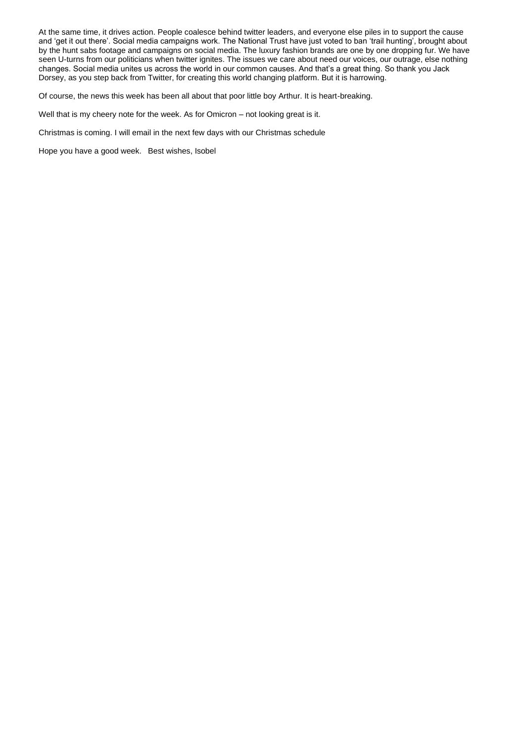At the same time, it drives action. People coalesce behind twitter leaders, and everyone else piles in to support the cause and 'get it out there'. Social media campaigns work. The National Trust have just voted to ban 'trail hunting', brought about by the hunt sabs footage and campaigns on social media. The luxury fashion brands are one by one dropping fur. We have seen U-turns from our politicians when twitter ignites. The issues we care about need our voices, our outrage, else nothing changes. Social media unites us across the world in our common causes. And that's a great thing. So thank you Jack Dorsey, as you step back from Twitter, for creating this world changing platform. But it is harrowing.

Of course, the news this week has been all about that poor little boy Arthur. It is heart-breaking.

Well that is my cheery note for the week. As for Omicron – not looking great is it.

Christmas is coming. I will email in the next few days with our Christmas schedule

Hope you have a good week. Best wishes, Isobel